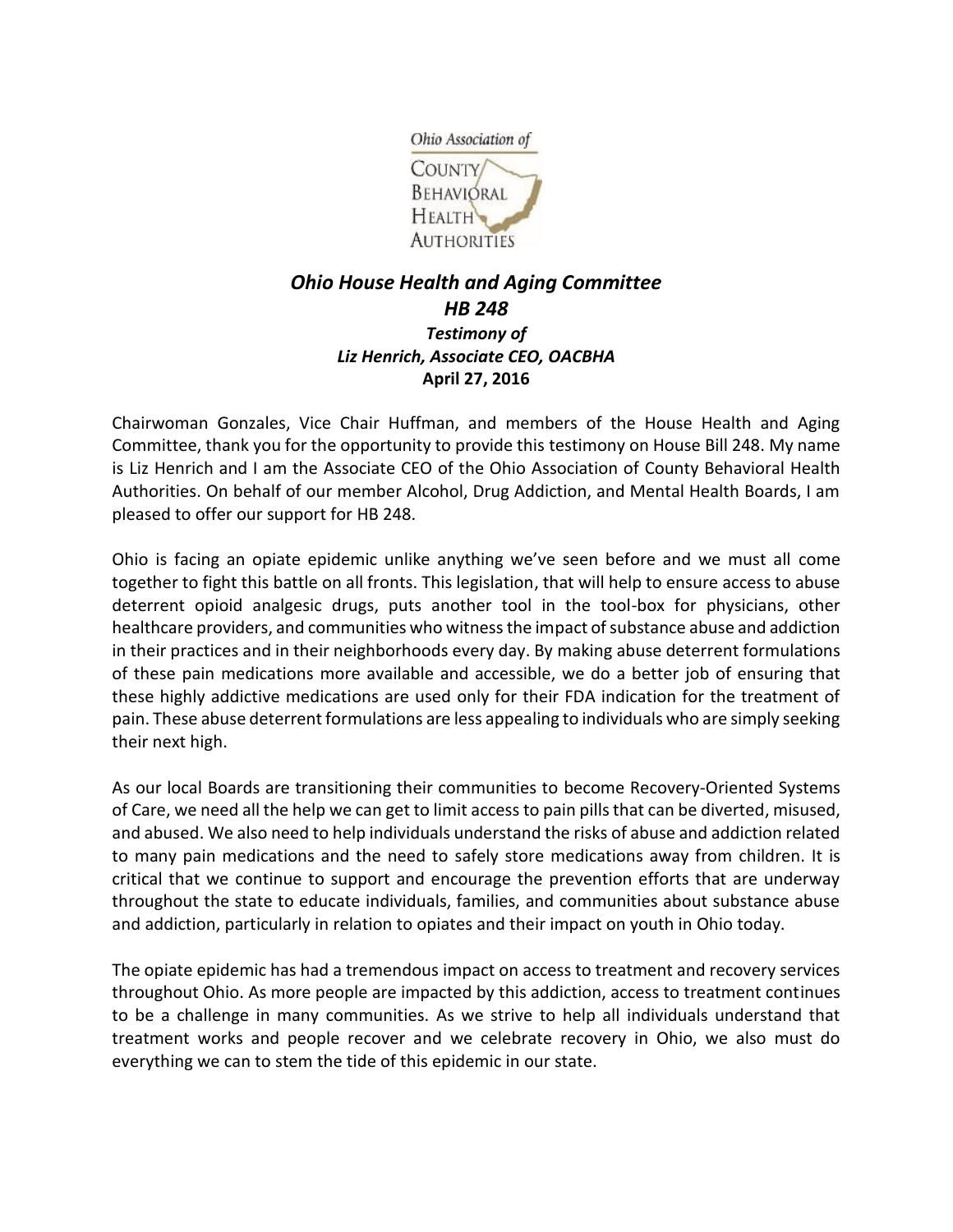Ohio Association of
COUNTY
BEHAVIORAL
HEALTH
AUTHORITIES

# *Ohio House Health and Aging Committee*
## *HB 248*
### *Testimony of*
### *Liz Henrich, Associate CEO, OACBHA*
**April 27, 2016**

Chairwoman Gonzales, Vice Chair Huffman, and members of the House Health and Aging Committee, thank you for the opportunity to provide this testimony on House Bill 248. My name is Liz Henrich and I am the Associate CEO of the Ohio Association of County Behavioral Health Authorities. On behalf of our member Alcohol, Drug Addiction, and Mental Health Boards, I am pleased to offer our support for HB 248.

Ohio is facing an opiate epidemic unlike anything we've seen before and we must all come together to fight this battle on all fronts. This legislation, that will help to ensure access to abuse deterrent opioid analgesic drugs, puts another tool in the tool-box for physicians, other healthcare providers, and communities who witness the impact of substance abuse and addiction in their practices and in their neighborhoods every day. By making abuse deterrent formulations of these pain medications more available and accessible, we do a better job of ensuring that these highly addictive medications are used only for their FDA indication for the treatment of pain. These abuse deterrent formulations are less appealing to individuals who are simply seeking their next high.

As our local Boards are transitioning their communities to become Recovery-Oriented Systems of Care, we need all the help we can get to limit access to pain pills that can be diverted, misused, and abused. We also need to help individuals understand the risks of abuse and addiction related to many pain medications and the need to safely store medications away from children. It is critical that we continue to support and encourage the prevention efforts that are underway throughout the state to educate individuals, families, and communities about substance abuse and addiction, particularly in relation to opiates and their impact on youth in Ohio today.

The opiate epidemic has had a tremendous impact on access to treatment and recovery services throughout Ohio. As more people are impacted by this addiction, access to treatment continues to be a challenge in many communities. As we strive to help all individuals understand that treatment works and people recover and we celebrate recovery in Ohio, we also must do everything we can to stem the tide of this epidemic in our state.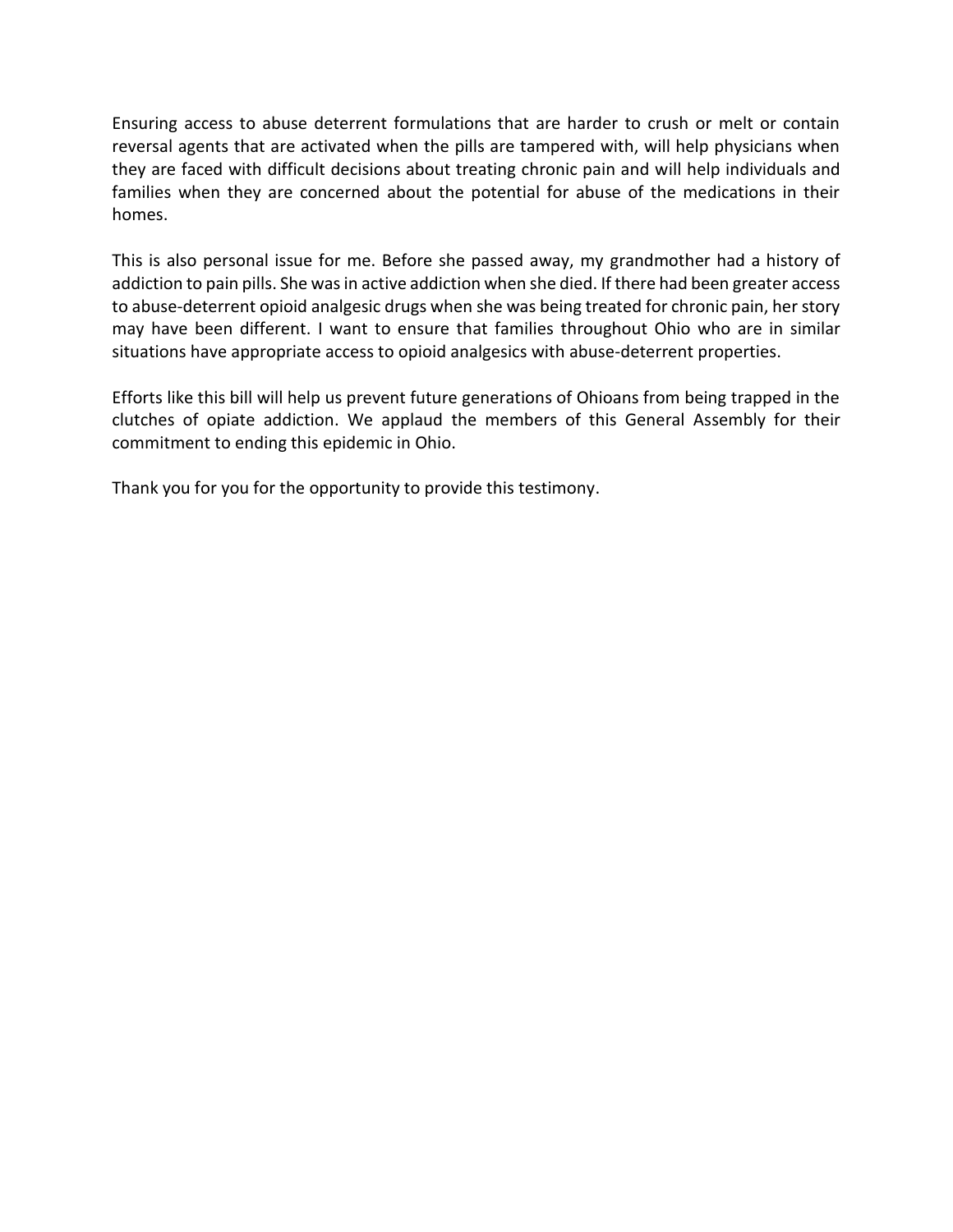Ensuring access to abuse deterrent formulations that are harder to crush or melt or contain reversal agents that are activated when the pills are tampered with, will help physicians when they are faced with difficult decisions about treating chronic pain and will help individuals and families when they are concerned about the potential for abuse of the medications in their homes.

This is also personal issue for me. Before she passed away, my grandmother had a history of addiction to pain pills. She was in active addiction when she died. If there had been greater access to abuse-deterrent opioid analgesic drugs when she was being treated for chronic pain, her story may have been different. I want to ensure that families throughout Ohio who are in similar situations have appropriate access to opioid analgesics with abuse-deterrent properties.

Efforts like this bill will help us prevent future generations of Ohioans from being trapped in the clutches of opiate addiction. We applaud the members of this General Assembly for their commitment to ending this epidemic in Ohio.

Thank you for you for the opportunity to provide this testimony.